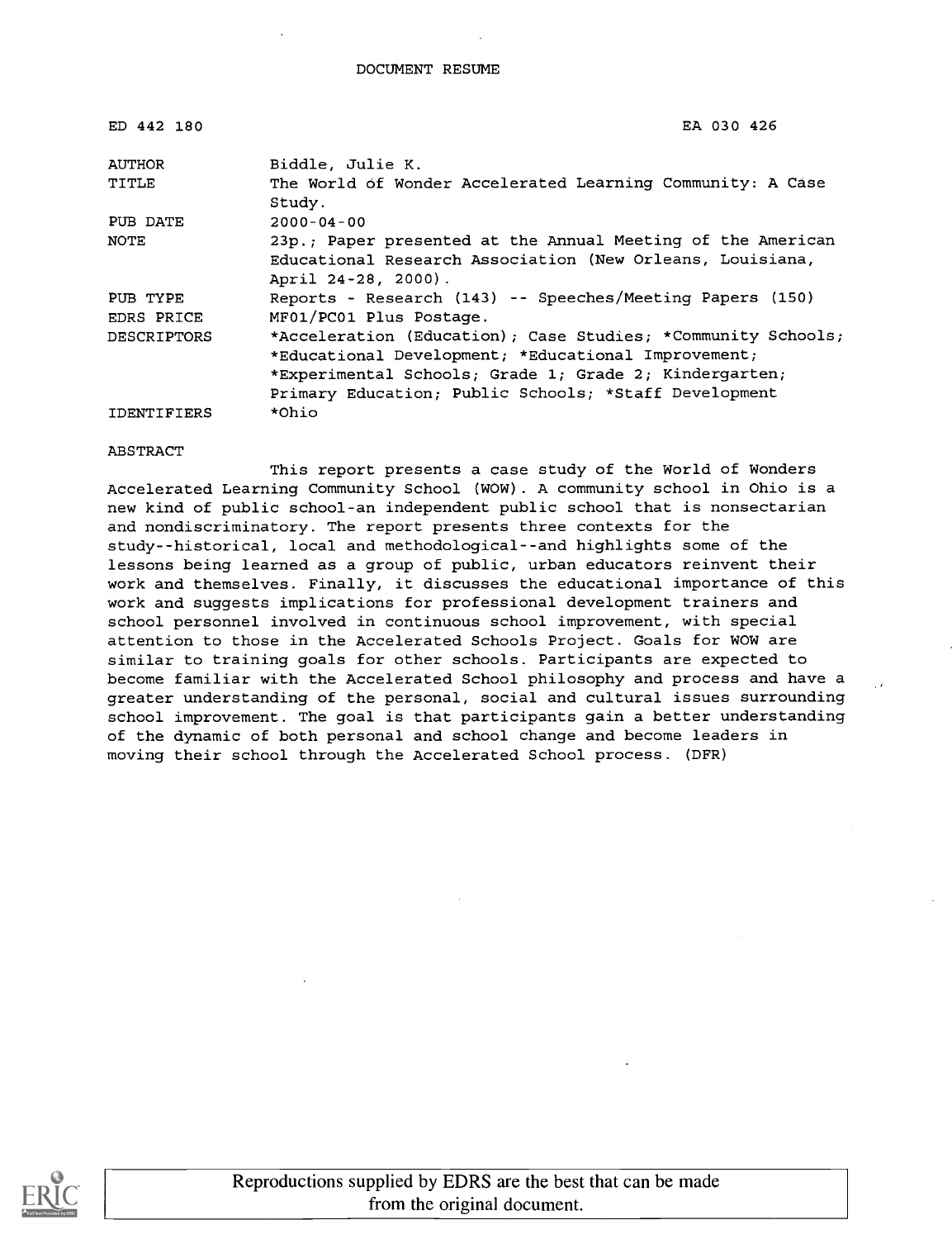DOCUMENT RESUME

| | |
|---|---|
| ED 442 180 | EA 030 426 |
| AUTHOR | Biddle, Julie K. |
| TITLE | The World of Wonder Accelerated Learning Community: A Case Study. |
| PUB DATE | 2000-04-00 |
| NOTE | 23p.; Paper presented at the Annual Meeting of the American Educational Research Association (New Orleans, Louisiana, April 24-28, 2000). |
| PUB TYPE | Reports - Research (143) -- Speeches/Meeting Papers (150) |
| EDRS PRICE | MF01/PC01 Plus Postage. |
| DESCRIPTORS | *Acceleration (Education); Case Studies; *Community Schools; *Educational Development; *Educational Improvement; *Experimental Schools; Grade 1; Grade 2; Kindergarten; Primary Education; Public Schools; *Staff Development |
| IDENTIFIERS | *Ohio |

ABSTRACT

This report presents a case study of the World of Wonders Accelerated Learning Community School (WOW). A community school in Ohio is a new kind of public school-an independent public school that is nonsectarian and nondiscriminatory. The report presents three contexts for the study--historical, local and methodological--and highlights some of the lessons being learned as a group of public, urban educators reinvent their work and themselves. Finally, it discusses the educational importance of this work and suggests implications for professional development trainers and school personnel involved in continuous school improvement, with special attention to those in the Accelerated Schools Project. Goals for WOW are similar to training goals for other schools. Participants are expected to become familiar with the Accelerated School philosophy and process and have a greater understanding of the personal, social and cultural issues surrounding school improvement. The goal is that participants gain a better understanding of the dynamic of both personal and school change and become leaders in moving their school through the Accelerated School process. (DFR)

Reproductions supplied by EDRS are the best that can be made from the original document.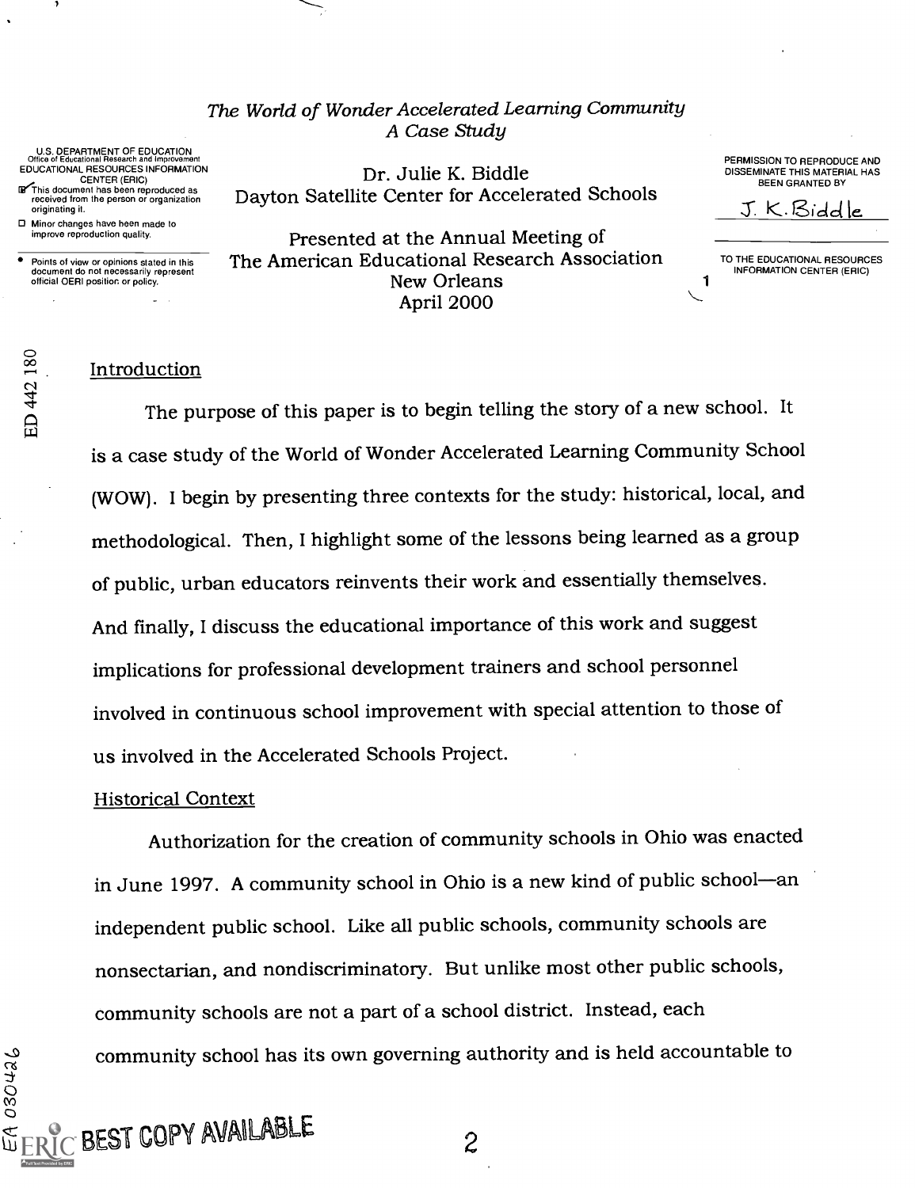*The World of Wonder Accelerated Learning Community*
*A Case Study*

Dr. Julie K. Biddle
Dayton Satellite Center for Accelerated Schools

Presented at the Annual Meeting of
The American Educational Research Association
New Orleans
April 2000

## Introduction

The purpose of this paper is to begin telling the story of a new school. It is a case study of the World of Wonder Accelerated Learning Community School (WOW). I begin by presenting three contexts for the study: historical, local, and methodological. Then, I highlight some of the lessons being learned as a group of public, urban educators reinvents their work and essentially themselves. And finally, I discuss the educational importance of this work and suggest implications for professional development trainers and school personnel involved in continuous school improvement with special attention to those of us involved in the Accelerated Schools Project.

## Historical Context

Authorization for the creation of community schools in Ohio was enacted in June 1997. A community school in Ohio is a new kind of public school—an independent public school. Like all public schools, community schools are nonsectarian, and nondiscriminatory. But unlike most other public schools, community schools are not a part of a school district. Instead, each community school has its own governing authority and is held accountable to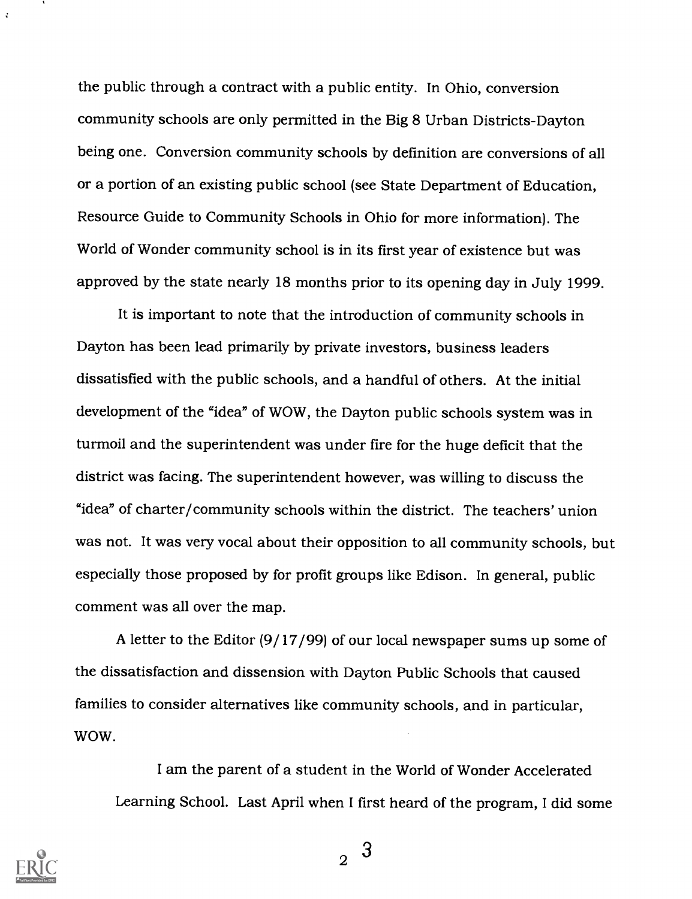the public through a contract with a public entity. In Ohio, conversion community schools are only permitted in the Big 8 Urban Districts-Dayton being one. Conversion community schools by definition are conversions of all or a portion of an existing public school (see State Department of Education, Resource Guide to Community Schools in Ohio for more information). The World of Wonder community school is in its first year of existence but was approved by the state nearly 18 months prior to its opening day in July 1999.

It is important to note that the introduction of community schools in Dayton has been lead primarily by private investors, business leaders dissatisfied with the public schools, and a handful of others. At the initial development of the "idea" of WOW, the Dayton public schools system was in turmoil and the superintendent was under fire for the huge deficit that the district was facing. The superintendent however, was willing to discuss the "idea" of charter/community schools within the district. The teachers' union was not. It was very vocal about their opposition to all community schools, but especially those proposed by for profit groups like Edison. In general, public comment was all over the map.

A letter to the Editor (9/17/99) of our local newspaper sums up some of the dissatisfaction and dissension with Dayton Public Schools that caused families to consider alternatives like community schools, and in particular, WOW.

> I am the parent of a student in the World of Wonder Accelerated Learning School. Last April when I first heard of the program, I did some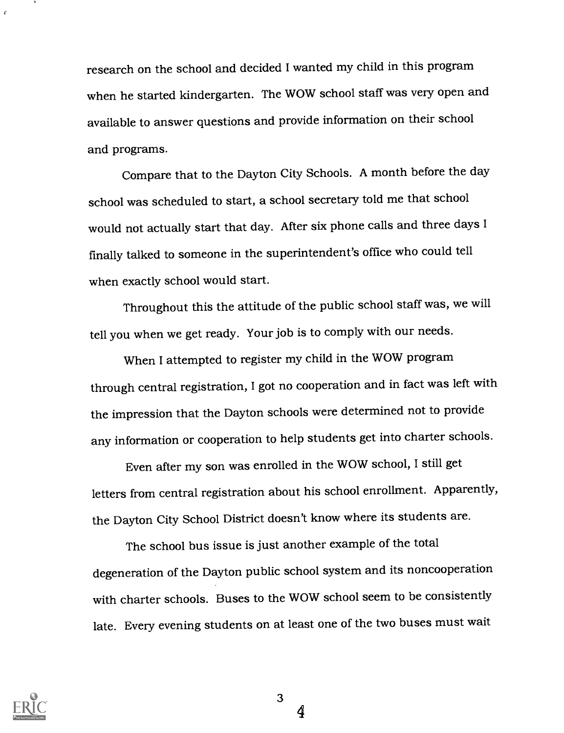research on the school and decided I wanted my child in this program when he started kindergarten. The WOW school staff was very open and available to answer questions and provide information on their school and programs.

Compare that to the Dayton City Schools. A month before the day school was scheduled to start, a school secretary told me that school would not actually start that day. After six phone calls and three days I finally talked to someone in the superintendent's office who could tell when exactly school would start.

Throughout this the attitude of the public school staff was, we will tell you when we get ready. Your job is to comply with our needs.

When I attempted to register my child in the WOW program through central registration, I got no cooperation and in fact was left with the impression that the Dayton schools were determined not to provide any information or cooperation to help students get into charter schools.

Even after my son was enrolled in the WOW school, I still get letters from central registration about his school enrollment. Apparently, the Dayton City School District doesn't know where its students are.

The school bus issue is just another example of the total degeneration of the Dayton public school system and its noncooperation with charter schools. Buses to the WOW school seem to be consistently late. Every evening students on at least one of the two buses must wait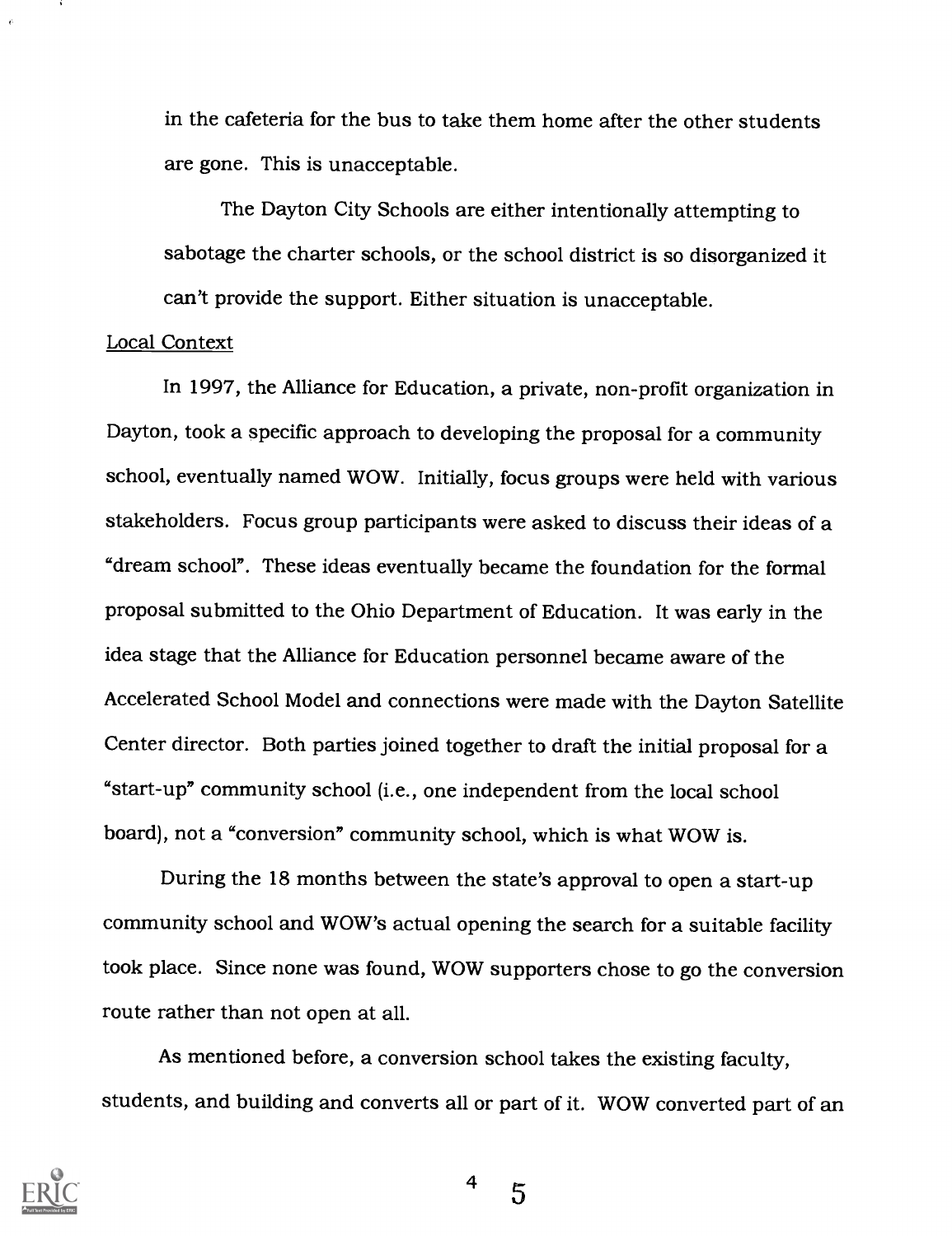in the cafeteria for the bus to take them home after the other students are gone. This is unacceptable.

The Dayton City Schools are either intentionally attempting to sabotage the charter schools, or the school district is so disorganized it can't provide the support. Either situation is unacceptable.

<u>Local Context</u>

In 1997, the Alliance for Education, a private, non-profit organization in Dayton, took a specific approach to developing the proposal for a community school, eventually named WOW. Initially, focus groups were held with various stakeholders. Focus group participants were asked to discuss their ideas of a "dream school". These ideas eventually became the foundation for the formal proposal submitted to the Ohio Department of Education. It was early in the idea stage that the Alliance for Education personnel became aware of the Accelerated School Model and connections were made with the Dayton Satellite Center director. Both parties joined together to draft the initial proposal for a "start-up" community school (i.e., one independent from the local school board), not a "conversion" community school, which is what WOW is.

During the 18 months between the state's approval to open a start-up community school and WOW's actual opening the search for a suitable facility took place. Since none was found, WOW supporters chose to go the conversion route rather than not open at all.

As mentioned before, a conversion school takes the existing faculty, students, and building and converts all or part of it. WOW converted part of an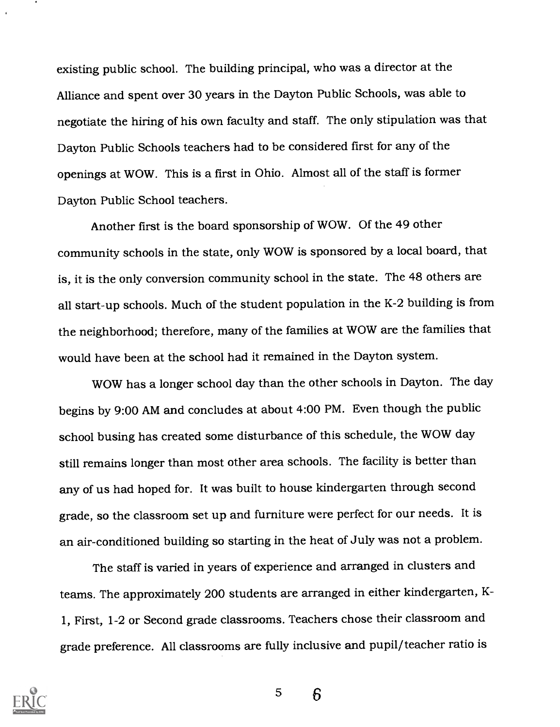existing public school. The building principal, who was a director at the Alliance and spent over 30 years in the Dayton Public Schools, was able to negotiate the hiring of his own faculty and staff. The only stipulation was that Dayton Public Schools teachers had to be considered first for any of the openings at WOW. This is a first in Ohio. Almost all of the staff is former Dayton Public School teachers.

Another first is the board sponsorship of WOW. Of the 49 other community schools in the state, only WOW is sponsored by a local board, that is, it is the only conversion community school in the state. The 48 others are all start-up schools. Much of the student population in the K-2 building is from the neighborhood; therefore, many of the families at WOW are the families that would have been at the school had it remained in the Dayton system.

WOW has a longer school day than the other schools in Dayton. The day begins by 9:00 AM and concludes at about 4:00 PM. Even though the public school busing has created some disturbance of this schedule, the WOW day still remains longer than most other area schools. The facility is better than any of us had hoped for. It was built to house kindergarten through second grade, so the classroom set up and furniture were perfect for our needs. It is an air-conditioned building so starting in the heat of July was not a problem.

The staff is varied in years of experience and arranged in clusters and teams. The approximately 200 students are arranged in either kindergarten, K-1, First, 1-2 or Second grade classrooms. Teachers chose their classroom and grade preference. All classrooms are fully inclusive and pupil/teacher ratio is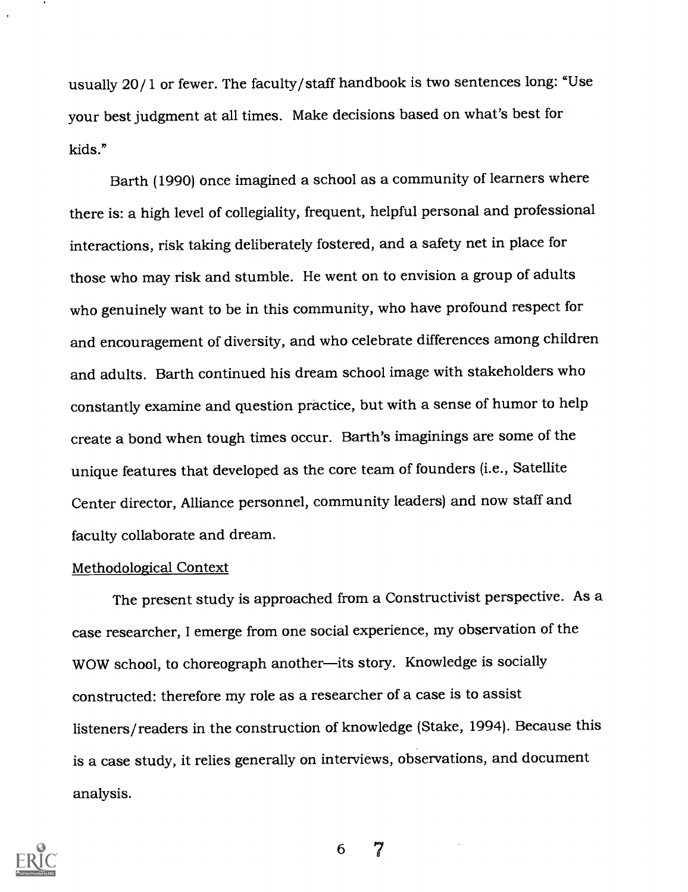usually 20/1 or fewer. The faculty/staff handbook is two sentences long: "Use your best judgment at all times. Make decisions based on what's best for kids."

Barth (1990) once imagined a school as a community of learners where there is: a high level of collegiality, frequent, helpful personal and professional interactions, risk taking deliberately fostered, and a safety net in place for those who may risk and stumble. He went on to envision a group of adults who genuinely want to be in this community, who have profound respect for and encouragement of diversity, and who celebrate differences among children and adults. Barth continued his dream school image with stakeholders who constantly examine and question practice, but with a sense of humor to help create a bond when tough times occur. Barth's imaginings are some of the unique features that developed as the core team of founders (i.e., Satellite Center director, Alliance personnel, community leaders) and now staff and faculty collaborate and dream.

## Methodological Context

The present study is approached from a Constructivist perspective. As a case researcher, I emerge from one social experience, my observation of the WOW school, to choreograph another—its story. Knowledge is socially constructed: therefore my role as a researcher of a case is to assist listeners/readers in the construction of knowledge (Stake, 1994). Because this is a case study, it relies generally on interviews, observations, and document analysis.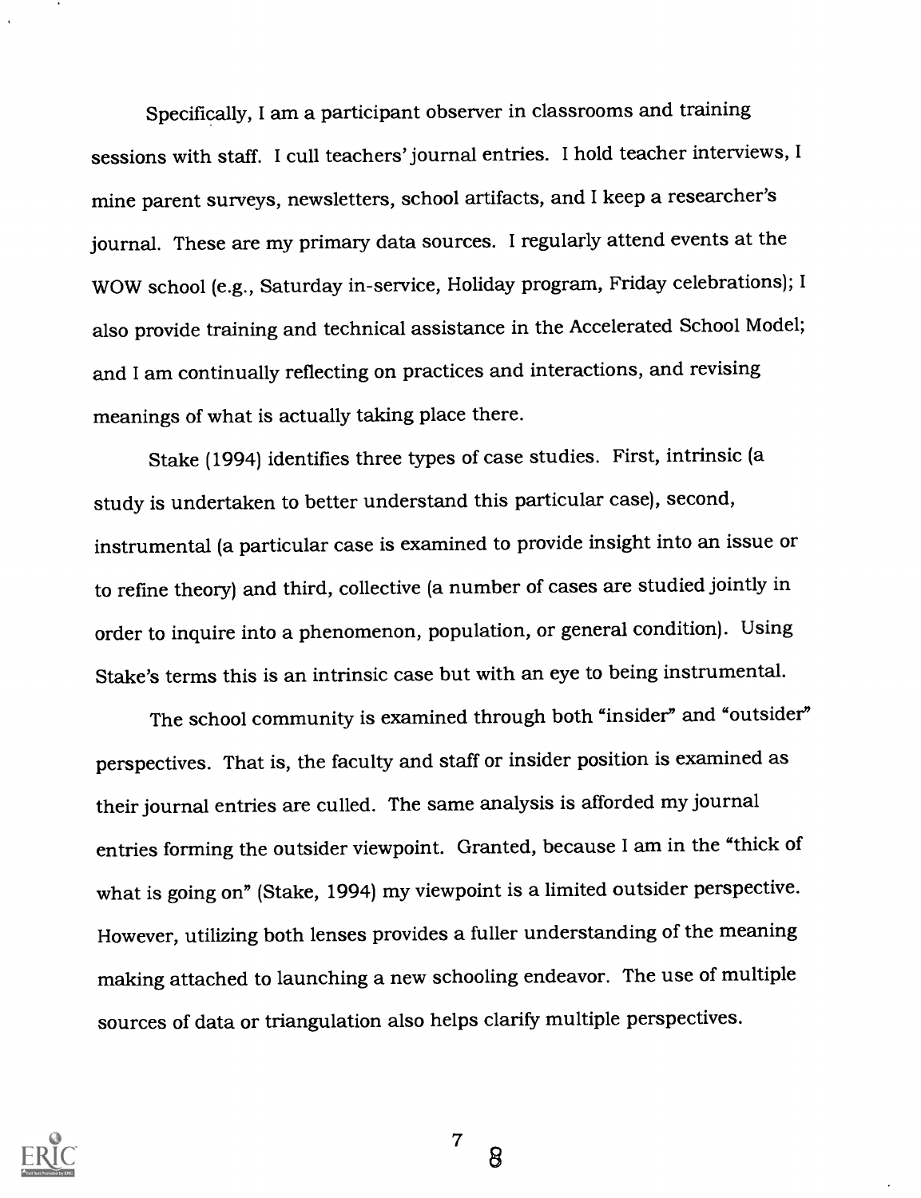Specifically, I am a participant observer in classrooms and training sessions with staff. I cull teachers' journal entries. I hold teacher interviews, I mine parent surveys, newsletters, school artifacts, and I keep a researcher's journal. These are my primary data sources. I regularly attend events at the WOW school (e.g., Saturday in-service, Holiday program, Friday celebrations); I also provide training and technical assistance in the Accelerated School Model; and I am continually reflecting on practices and interactions, and revising meanings of what is actually taking place there.

Stake (1994) identifies three types of case studies. First, intrinsic (a study is undertaken to better understand this particular case), second, instrumental (a particular case is examined to provide insight into an issue or to refine theory) and third, collective (a number of cases are studied jointly in order to inquire into a phenomenon, population, or general condition). Using Stake's terms this is an intrinsic case but with an eye to being instrumental.

The school community is examined through both "insider" and "outsider" perspectives. That is, the faculty and staff or insider position is examined as their journal entries are culled. The same analysis is afforded my journal entries forming the outsider viewpoint. Granted, because I am in the "thick of what is going on" (Stake, 1994) my viewpoint is a limited outsider perspective. However, utilizing both lenses provides a fuller understanding of the meaning making attached to launching a new schooling endeavor. The use of multiple sources of data or triangulation also helps clarify multiple perspectives.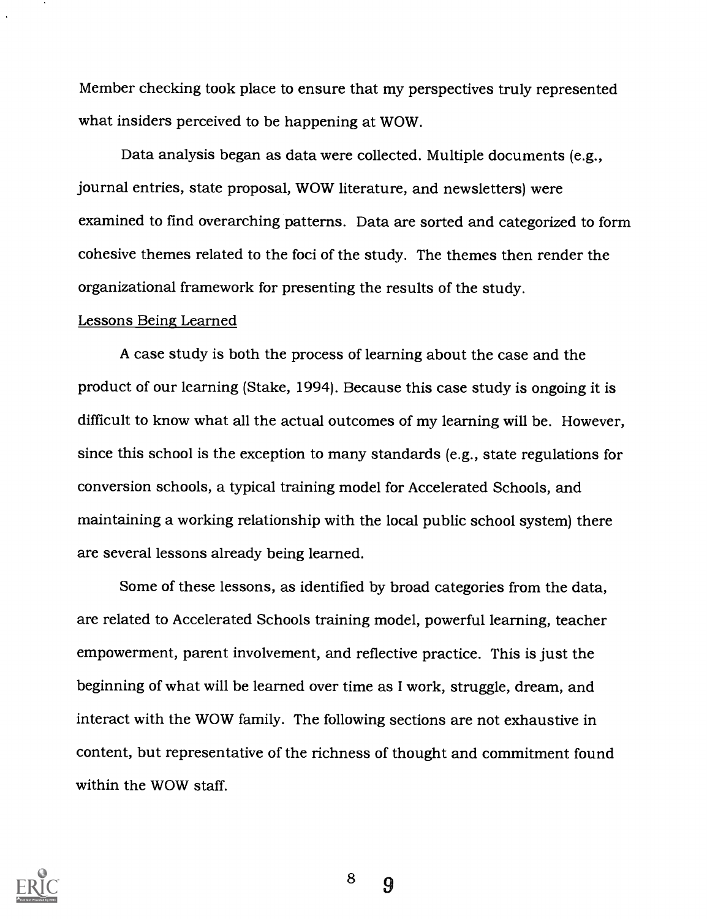Member checking took place to ensure that my perspectives truly represented what insiders perceived to be happening at WOW.

Data analysis began as data were collected. Multiple documents (e.g., journal entries, state proposal, WOW literature, and newsletters) were examined to find overarching patterns. Data are sorted and categorized to form cohesive themes related to the foci of the study. The themes then render the organizational framework for presenting the results of the study.

Lessons Being Learned

A case study is both the process of learning about the case and the product of our learning (Stake, 1994). Because this case study is ongoing it is difficult to know what all the actual outcomes of my learning will be. However, since this school is the exception to many standards (e.g., state regulations for conversion schools, a typical training model for Accelerated Schools, and maintaining a working relationship with the local public school system) there are several lessons already being learned.

Some of these lessons, as identified by broad categories from the data, are related to Accelerated Schools training model, powerful learning, teacher empowerment, parent involvement, and reflective practice. This is just the beginning of what will be learned over time as I work, struggle, dream, and interact with the WOW family. The following sections are not exhaustive in content, but representative of the richness of thought and commitment found within the WOW staff.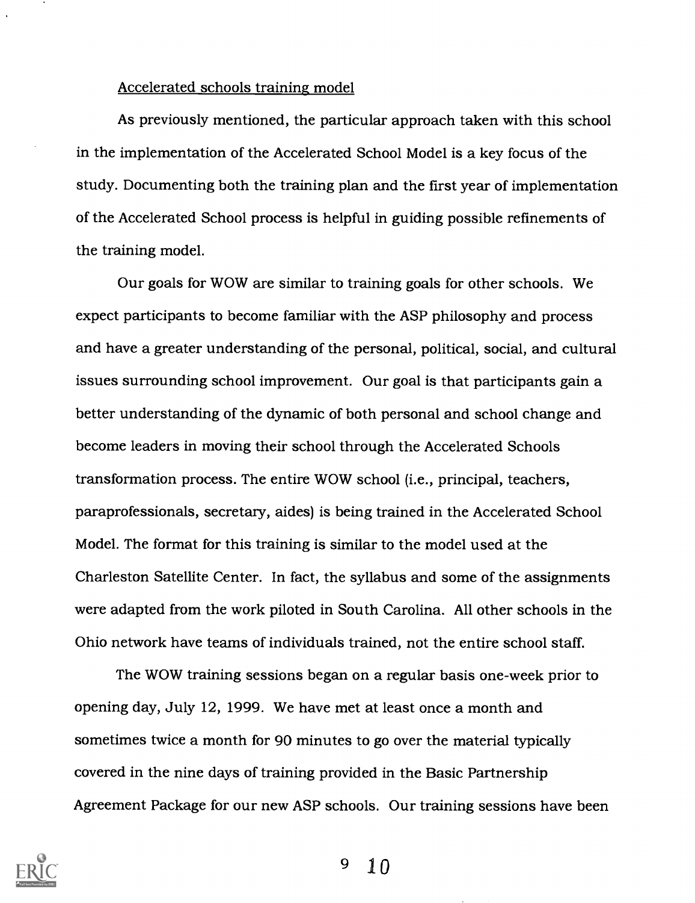Accelerated schools training model

As previously mentioned, the particular approach taken with this school in the implementation of the Accelerated School Model is a key focus of the study. Documenting both the training plan and the first year of implementation of the Accelerated School process is helpful in guiding possible refinements of the training model.

Our goals for WOW are similar to training goals for other schools. We expect participants to become familiar with the ASP philosophy and process and have a greater understanding of the personal, political, social, and cultural issues surrounding school improvement. Our goal is that participants gain a better understanding of the dynamic of both personal and school change and become leaders in moving their school through the Accelerated Schools transformation process. The entire WOW school (i.e., principal, teachers, paraprofessionals, secretary, aides) is being trained in the Accelerated School Model. The format for this training is similar to the model used at the Charleston Satellite Center. In fact, the syllabus and some of the assignments were adapted from the work piloted in South Carolina. All other schools in the Ohio network have teams of individuals trained, not the entire school staff.

The WOW training sessions began on a regular basis one-week prior to opening day, July 12, 1999. We have met at least once a month and sometimes twice a month for 90 minutes to go over the material typically covered in the nine days of training provided in the Basic Partnership Agreement Package for our new ASP schools. Our training sessions have been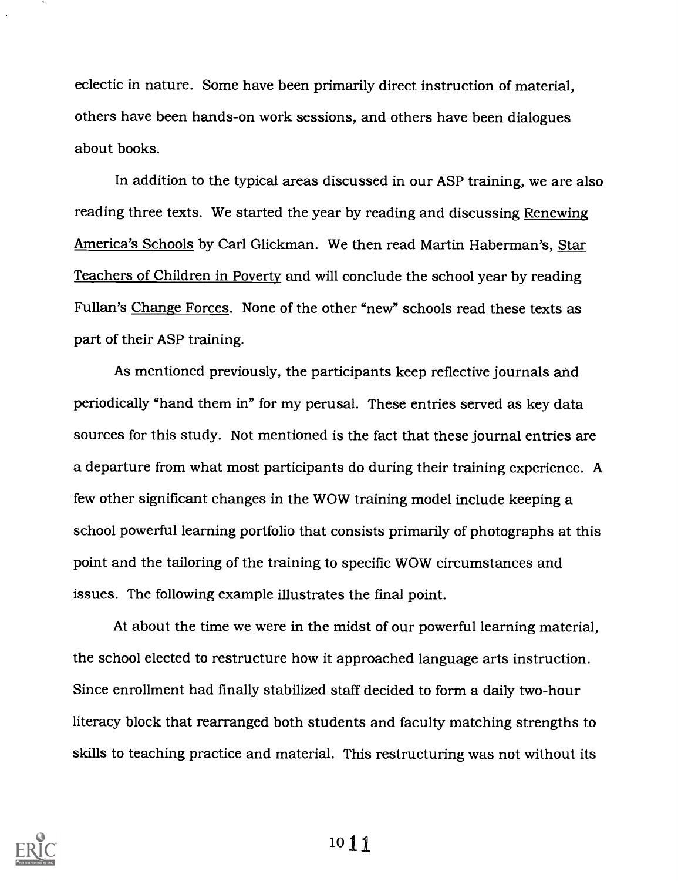eclectic in nature. Some have been primarily direct instruction of material, others have been hands-on work sessions, and others have been dialogues about books.

In addition to the typical areas discussed in our ASP training, we are also reading three texts. We started the year by reading and discussing Renewing America's Schools by Carl Glickman. We then read Martin Haberman's, Star Teachers of Children in Poverty and will conclude the school year by reading Fullan's Change Forces. None of the other "new" schools read these texts as part of their ASP training.

As mentioned previously, the participants keep reflective journals and periodically "hand them in" for my perusal. These entries served as key data sources for this study. Not mentioned is the fact that these journal entries are a departure from what most participants do during their training experience. A few other significant changes in the WOW training model include keeping a school powerful learning portfolio that consists primarily of photographs at this point and the tailoring of the training to specific WOW circumstances and issues. The following example illustrates the final point.

At about the time we were in the midst of our powerful learning material, the school elected to restructure how it approached language arts instruction. Since enrollment had finally stabilized staff decided to form a daily two-hour literacy block that rearranged both students and faculty matching strengths to skills to teaching practice and material. This restructuring was not without its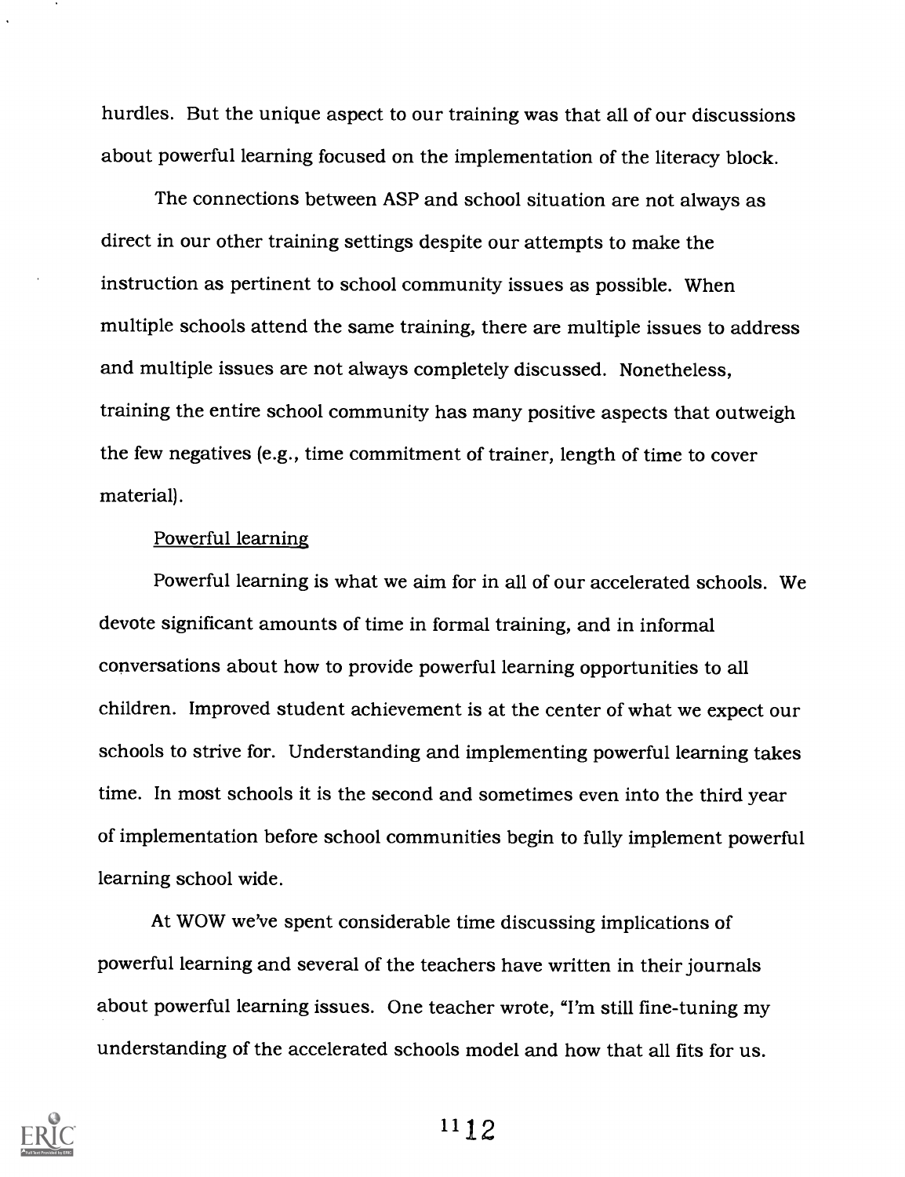hurdles. But the unique aspect to our training was that all of our discussions about powerful learning focused on the implementation of the literacy block.

The connections between ASP and school situation are not always as direct in our other training settings despite our attempts to make the instruction as pertinent to school community issues as possible. When multiple schools attend the same training, there are multiple issues to address and multiple issues are not always completely discussed. Nonetheless, training the entire school community has many positive aspects that outweigh the few negatives (e.g., time commitment of trainer, length of time to cover material).

Powerful learning

Powerful learning is what we aim for in all of our accelerated schools. We devote significant amounts of time in formal training, and in informal conversations about how to provide powerful learning opportunities to all children. Improved student achievement is at the center of what we expect our schools to strive for. Understanding and implementing powerful learning takes time. In most schools it is the second and sometimes even into the third year of implementation before school communities begin to fully implement powerful learning school wide.

At WOW we've spent considerable time discussing implications of powerful learning and several of the teachers have written in their journals about powerful learning issues. One teacher wrote, "I'm still fine-tuning my understanding of the accelerated schools model and how that all fits for us.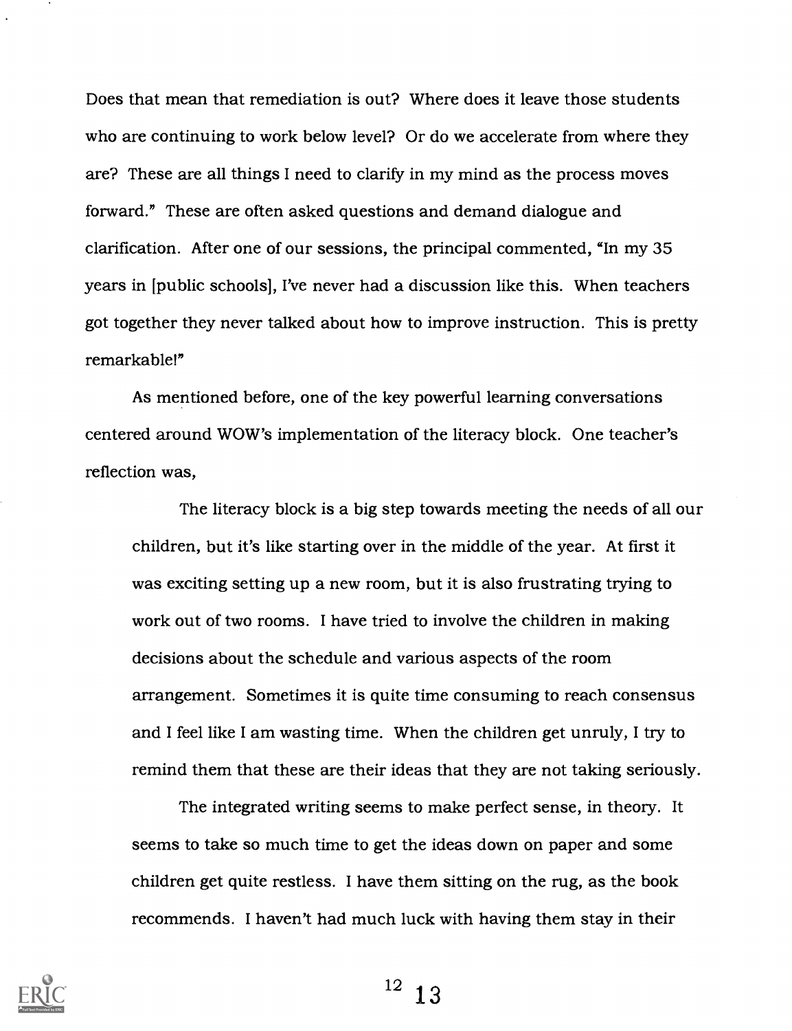Does that mean that remediation is out? Where does it leave those students who are continuing to work below level? Or do we accelerate from where they are? These are all things I need to clarify in my mind as the process moves forward." These are often asked questions and demand dialogue and clarification. After one of our sessions, the principal commented, "In my 35 years in [public schools], I've never had a discussion like this. When teachers got together they never talked about how to improve instruction. This is pretty remarkable!"

As mentioned before, one of the key powerful learning conversations centered around WOW's implementation of the literacy block. One teacher's reflection was,

> The literacy block is a big step towards meeting the needs of all our children, but it's like starting over in the middle of the year. At first it was exciting setting up a new room, but it is also frustrating trying to work out of two rooms. I have tried to involve the children in making decisions about the schedule and various aspects of the room arrangement. Sometimes it is quite time consuming to reach consensus and I feel like I am wasting time. When the children get unruly, I try to remind them that these are their ideas that they are not taking seriously.
>
> The integrated writing seems to make perfect sense, in theory. It seems to take so much time to get the ideas down on paper and some children get quite restless. I have them sitting on the rug, as the book recommends. I haven't had much luck with having them stay in their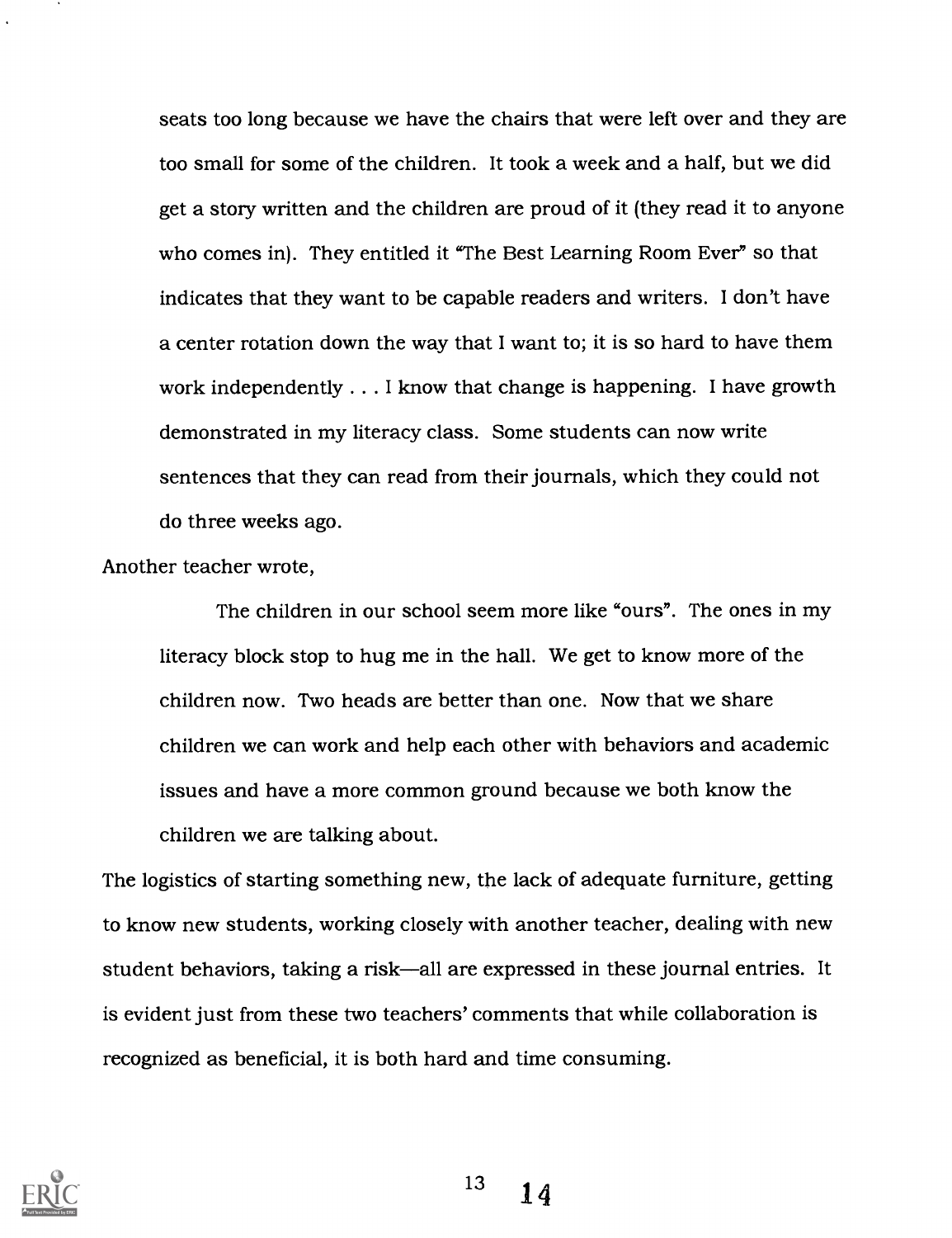> seats too long because we have the chairs that were left over and they are too small for some of the children. It took a week and a half, but we did get a story written and the children are proud of it (they read it to anyone who comes in). They entitled it "The Best Learning Room Ever" so that indicates that they want to be capable readers and writers. I don't have a center rotation down the way that I want to; it is so hard to have them work independently . . . I know that change is happening. I have growth demonstrated in my literacy class. Some students can now write sentences that they can read from their journals, which they could not do three weeks ago.

Another teacher wrote,

> The children in our school seem more like "ours". The ones in my literacy block stop to hug me in the hall. We get to know more of the children now. Two heads are better than one. Now that we share children we can work and help each other with behaviors and academic issues and have a more common ground because we both know the children we are talking about.

The logistics of starting something new, the lack of adequate furniture, getting to know new students, working closely with another teacher, dealing with new student behaviors, taking a risk—all are expressed in these journal entries. It is evident just from these two teachers' comments that while collaboration is recognized as beneficial, it is both hard and time consuming.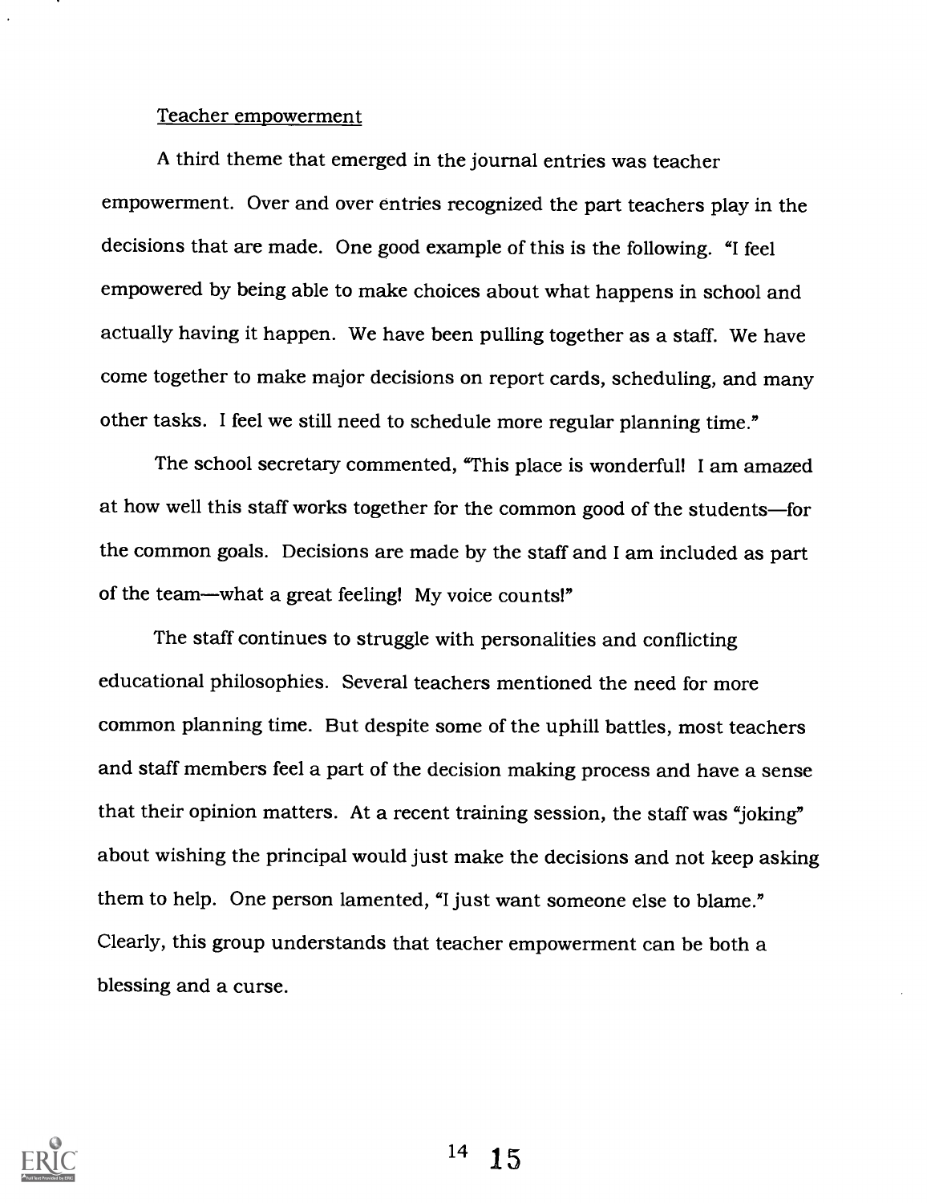Teacher empowerment

A third theme that emerged in the journal entries was teacher empowerment. Over and over entries recognized the part teachers play in the decisions that are made. One good example of this is the following. "I feel empowered by being able to make choices about what happens in school and actually having it happen. We have been pulling together as a staff. We have come together to make major decisions on report cards, scheduling, and many other tasks. I feel we still need to schedule more regular planning time."

The school secretary commented, "This place is wonderful! I am amazed at how well this staff works together for the common good of the students—for the common goals. Decisions are made by the staff and I am included as part of the team—what a great feeling! My voice counts!"

The staff continues to struggle with personalities and conflicting educational philosophies. Several teachers mentioned the need for more common planning time. But despite some of the uphill battles, most teachers and staff members feel a part of the decision making process and have a sense that their opinion matters. At a recent training session, the staff was "joking" about wishing the principal would just make the decisions and not keep asking them to help. One person lamented, "I just want someone else to blame." Clearly, this group understands that teacher empowerment can be both a blessing and a curse.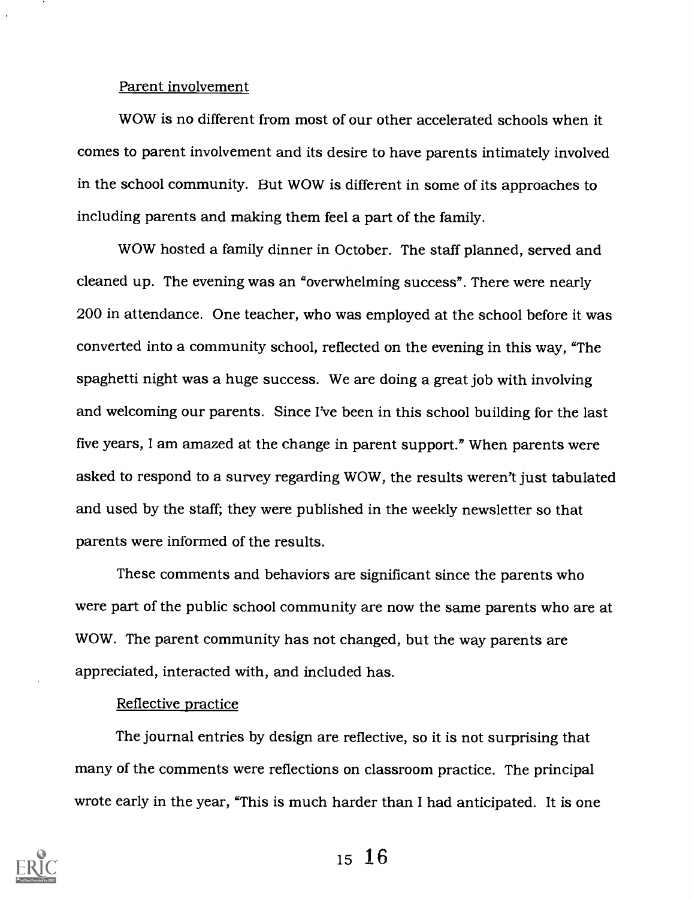Parent involvement

WOW is no different from most of our other accelerated schools when it comes to parent involvement and its desire to have parents intimately involved in the school community. But WOW is different in some of its approaches to including parents and making them feel a part of the family.

WOW hosted a family dinner in October. The staff planned, served and cleaned up. The evening was an "overwhelming success". There were nearly 200 in attendance. One teacher, who was employed at the school before it was converted into a community school, reflected on the evening in this way, "The spaghetti night was a huge success. We are doing a great job with involving and welcoming our parents. Since I've been in this school building for the last five years, I am amazed at the change in parent support." When parents were asked to respond to a survey regarding WOW, the results weren't just tabulated and used by the staff; they were published in the weekly newsletter so that parents were informed of the results.

These comments and behaviors are significant since the parents who were part of the public school community are now the same parents who are at WOW. The parent community has not changed, but the way parents are appreciated, interacted with, and included has.

Reflective practice

The journal entries by design are reflective, so it is not surprising that many of the comments were reflections on classroom practice. The principal wrote early in the year, "This is much harder than I had anticipated. It is one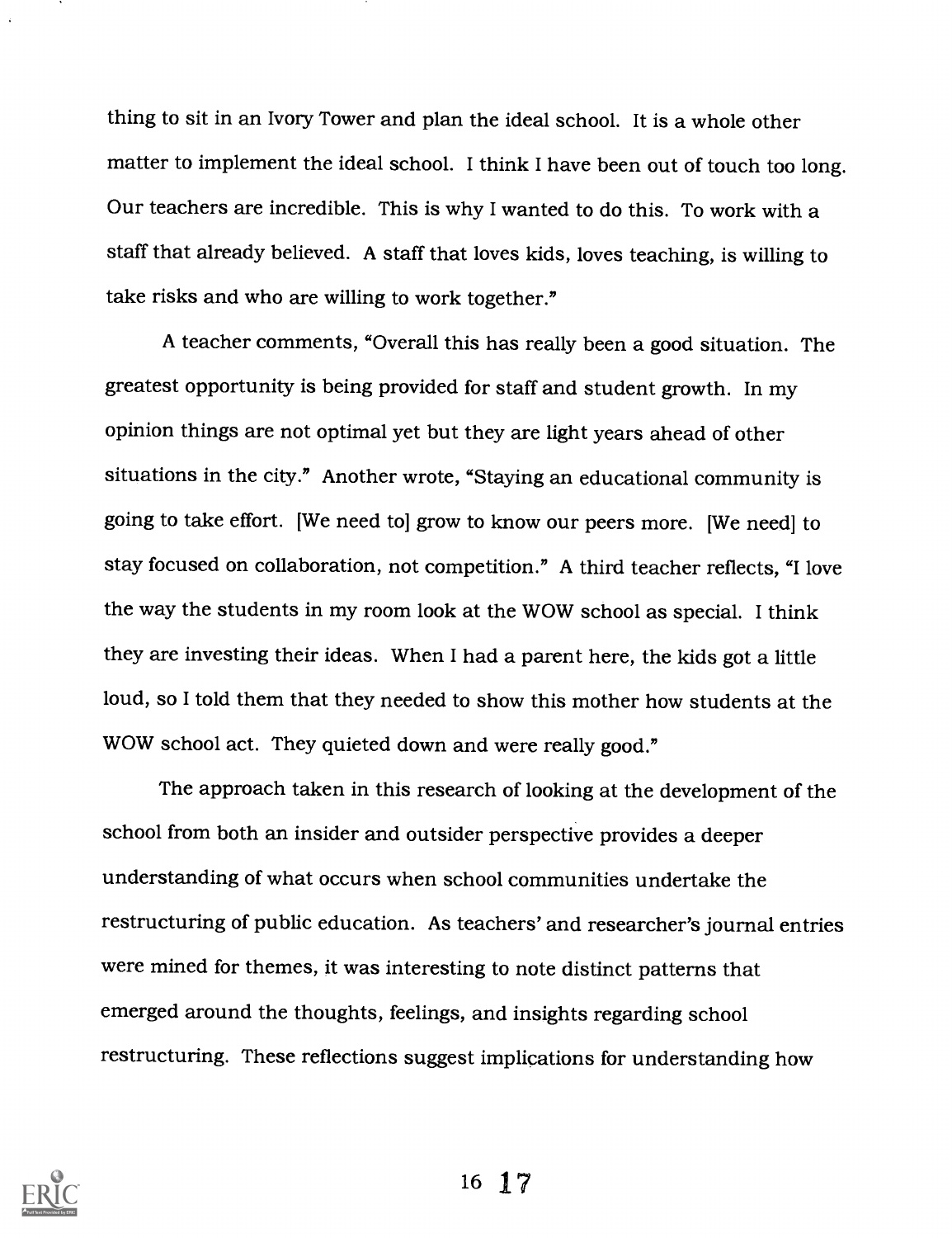thing to sit in an Ivory Tower and plan the ideal school. It is a whole other matter to implement the ideal school. I think I have been out of touch too long. Our teachers are incredible. This is why I wanted to do this. To work with a staff that already believed. A staff that loves kids, loves teaching, is willing to take risks and who are willing to work together."

A teacher comments, "Overall this has really been a good situation. The greatest opportunity is being provided for staff and student growth. In my opinion things are not optimal yet but they are light years ahead of other situations in the city." Another wrote, "Staying an educational community is going to take effort. [We need to] grow to know our peers more. [We need] to stay focused on collaboration, not competition." A third teacher reflects, "I love the way the students in my room look at the WOW school as special. I think they are investing their ideas. When I had a parent here, the kids got a little loud, so I told them that they needed to show this mother how students at the WOW school act. They quieted down and were really good."

The approach taken in this research of looking at the development of the school from both an insider and outsider perspective provides a deeper understanding of what occurs when school communities undertake the restructuring of public education. As teachers' and researcher's journal entries were mined for themes, it was interesting to note distinct patterns that emerged around the thoughts, feelings, and insights regarding school restructuring. These reflections suggest implications for understanding how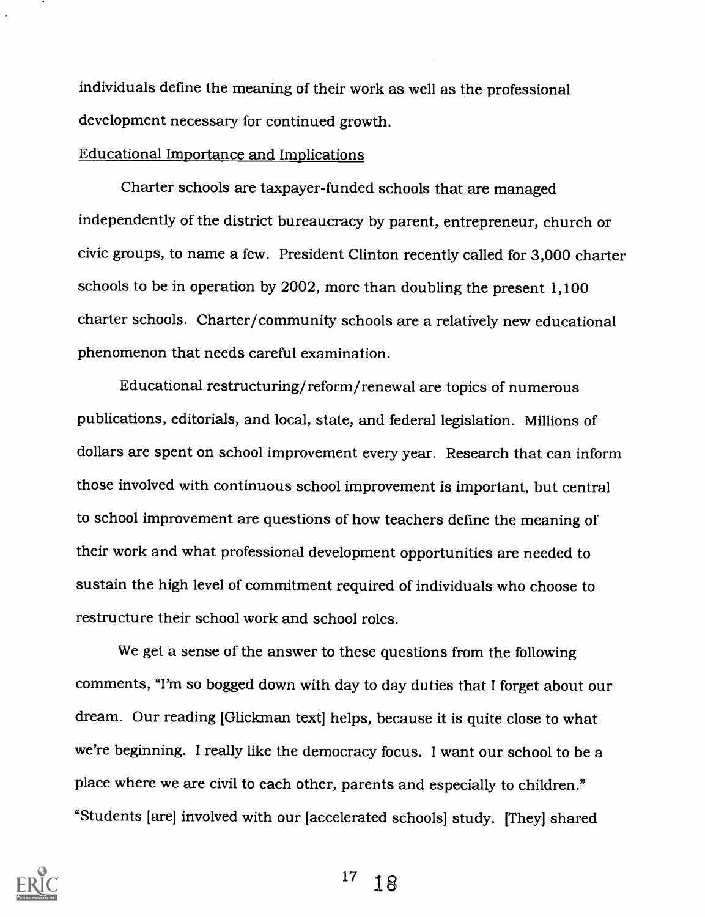individuals define the meaning of their work as well as the professional development necessary for continued growth.

## Educational Importance and Implications

Charter schools are taxpayer-funded schools that are managed independently of the district bureaucracy by parent, entrepreneur, church or civic groups, to name a few. President Clinton recently called for 3,000 charter schools to be in operation by 2002, more than doubling the present 1,100 charter schools. Charter/community schools are a relatively new educational phenomenon that needs careful examination.

Educational restructuring/reform/renewal are topics of numerous publications, editorials, and local, state, and federal legislation. Millions of dollars are spent on school improvement every year. Research that can inform those involved with continuous school improvement is important, but central to school improvement are questions of how teachers define the meaning of their work and what professional development opportunities are needed to sustain the high level of commitment required of individuals who choose to restructure their school work and school roles.

We get a sense of the answer to these questions from the following comments, "I'm so bogged down with day to day duties that I forget about our dream. Our reading [Glickman text] helps, because it is quite close to what we're beginning. I really like the democracy focus. I want our school to be a place where we are civil to each other, parents and especially to children." "Students [are] involved with our [accelerated schools] study. [They] shared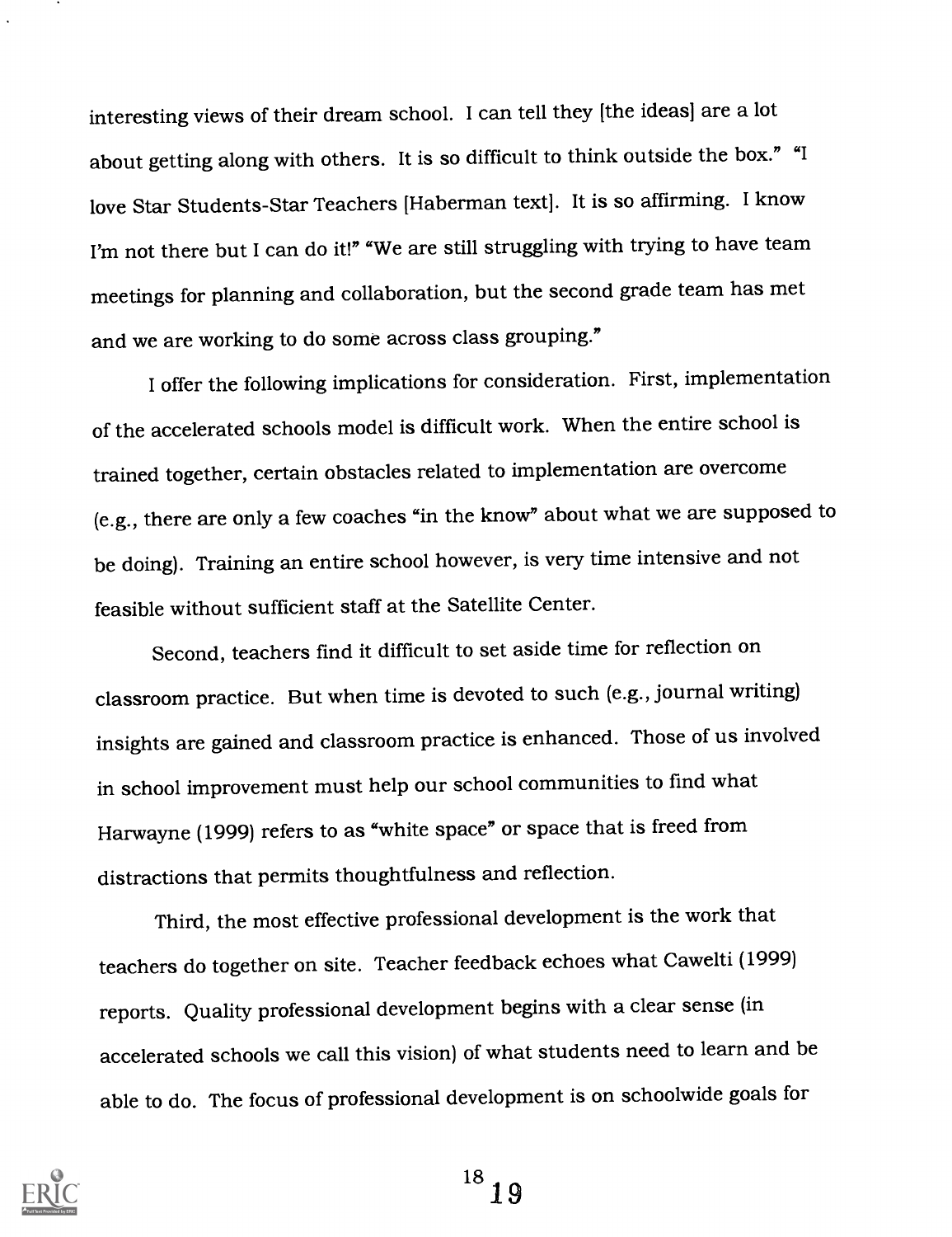interesting views of their dream school. I can tell they [the ideas] are a lot about getting along with others. It is so difficult to think outside the box." "I love Star Students-Star Teachers [Haberman text]. It is so affirming. I know I'm not there but I can do it!" "We are still struggling with trying to have team meetings for planning and collaboration, but the second grade team has met and we are working to do some across class grouping."

I offer the following implications for consideration. First, implementation of the accelerated schools model is difficult work. When the entire school is trained together, certain obstacles related to implementation are overcome (e.g., there are only a few coaches "in the know" about what we are supposed to be doing). Training an entire school however, is very time intensive and not feasible without sufficient staff at the Satellite Center.

Second, teachers find it difficult to set aside time for reflection on classroom practice. But when time is devoted to such (e.g., journal writing) insights are gained and classroom practice is enhanced. Those of us involved in school improvement must help our school communities to find what Harwayne (1999) refers to as "white space" or space that is freed from distractions that permits thoughtfulness and reflection.

Third, the most effective professional development is the work that teachers do together on site. Teacher feedback echoes what Cawelti (1999) reports. Quality professional development begins with a clear sense (in accelerated schools we call this vision) of what students need to learn and be able to do. The focus of professional development is on schoolwide goals for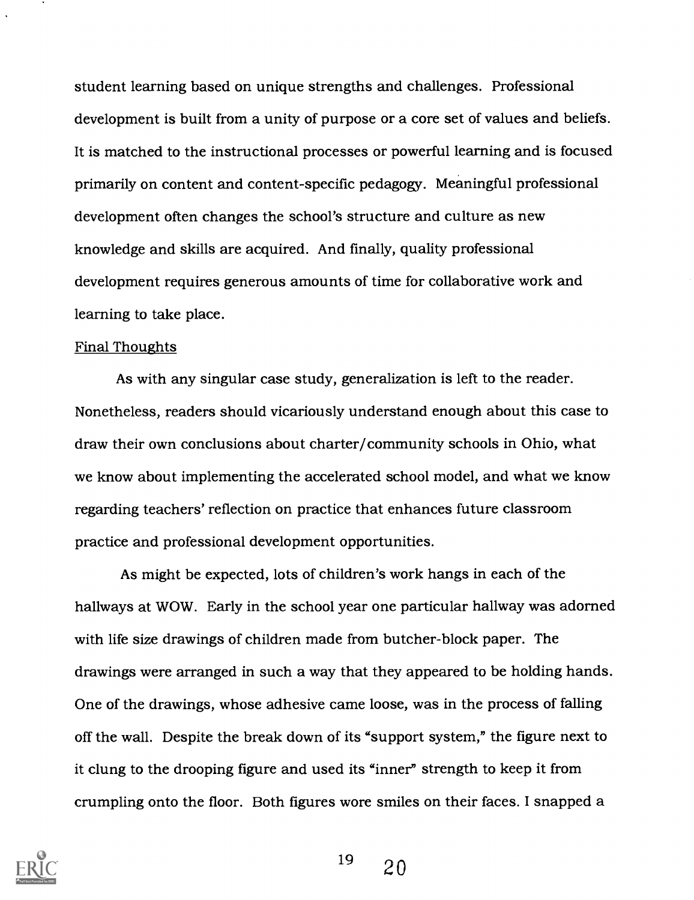student learning based on unique strengths and challenges. Professional development is built from a unity of purpose or a core set of values and beliefs. It is matched to the instructional processes or powerful learning and is focused primarily on content and content-specific pedagogy. Meaningful professional development often changes the school's structure and culture as new knowledge and skills are acquired. And finally, quality professional development requires generous amounts of time for collaborative work and learning to take place.

## Final Thoughts

As with any singular case study, generalization is left to the reader. Nonetheless, readers should vicariously understand enough about this case to draw their own conclusions about charter/community schools in Ohio, what we know about implementing the accelerated school model, and what we know regarding teachers' reflection on practice that enhances future classroom practice and professional development opportunities.

As might be expected, lots of children's work hangs in each of the hallways at WOW. Early in the school year one particular hallway was adorned with life size drawings of children made from butcher-block paper. The drawings were arranged in such a way that they appeared to be holding hands. One of the drawings, whose adhesive came loose, was in the process of falling off the wall. Despite the break down of its "support system," the figure next to it clung to the drooping figure and used its "inner" strength to keep it from crumpling onto the floor. Both figures wore smiles on their faces. I snapped a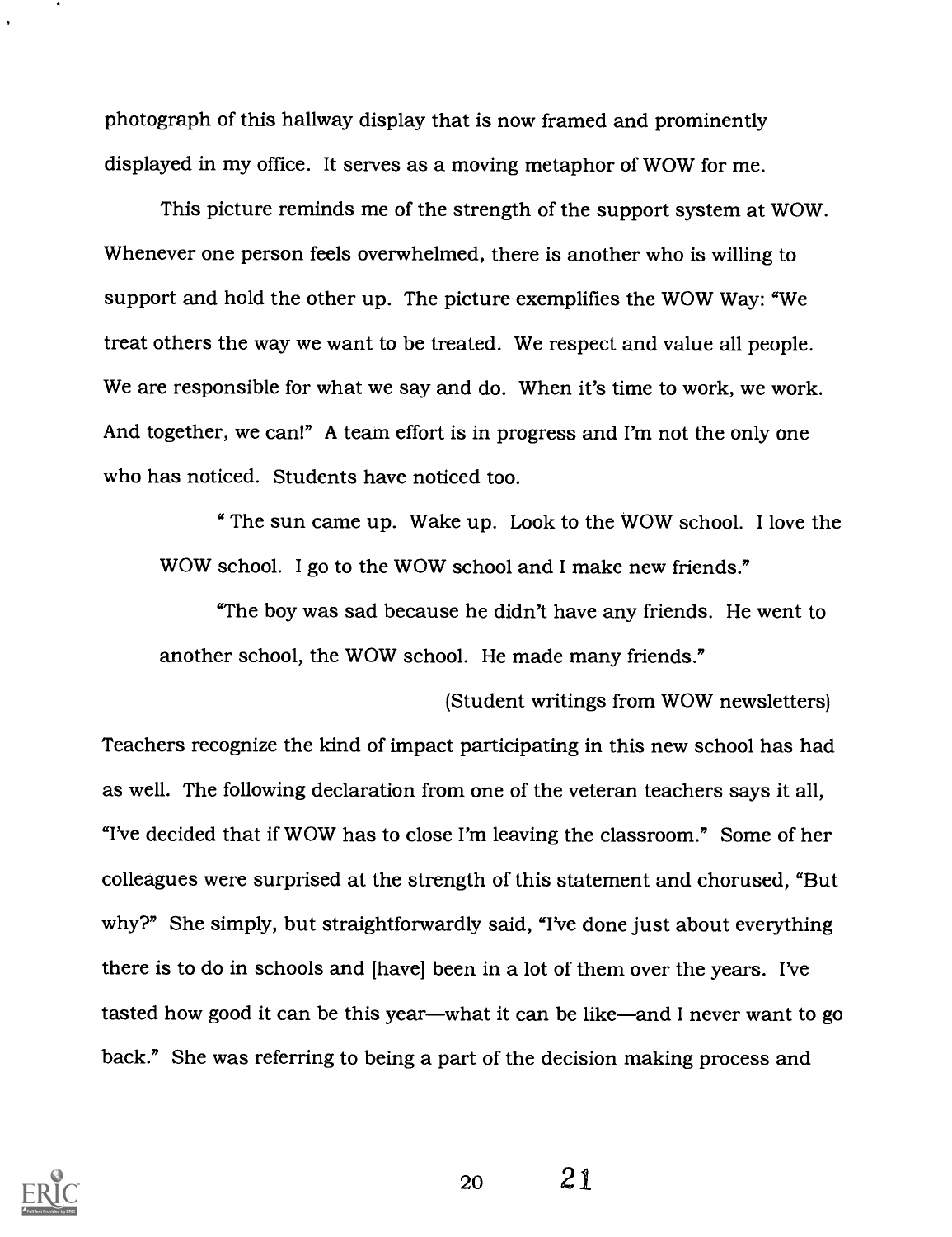photograph of this hallway display that is now framed and prominently displayed in my office. It serves as a moving metaphor of WOW for me.

This picture reminds me of the strength of the support system at WOW. Whenever one person feels overwhelmed, there is another who is willing to support and hold the other up. The picture exemplifies the WOW Way: "We treat others the way we want to be treated. We respect and value all people. We are responsible for what we say and do. When it's time to work, we work. And together, we can!" A team effort is in progress and I'm not the only one who has noticed. Students have noticed too.

> " The sun came up. Wake up. Look to the WOW school. I love the WOW school. I go to the WOW school and I make new friends."
>
> "The boy was sad because he didn't have any friends. He went to another school, the WOW school. He made many friends."
>
> (Student writings from WOW newsletters)

Teachers recognize the kind of impact participating in this new school has had as well. The following declaration from one of the veteran teachers says it all, "I've decided that if WOW has to close I'm leaving the classroom." Some of her colleagues were surprised at the strength of this statement and chorused, "But why?" She simply, but straightforwardly said, "I've done just about everything there is to do in schools and [have] been in a lot of them over the years. I've tasted how good it can be this year—what it can be like—and I never want to go back." She was referring to being a part of the decision making process and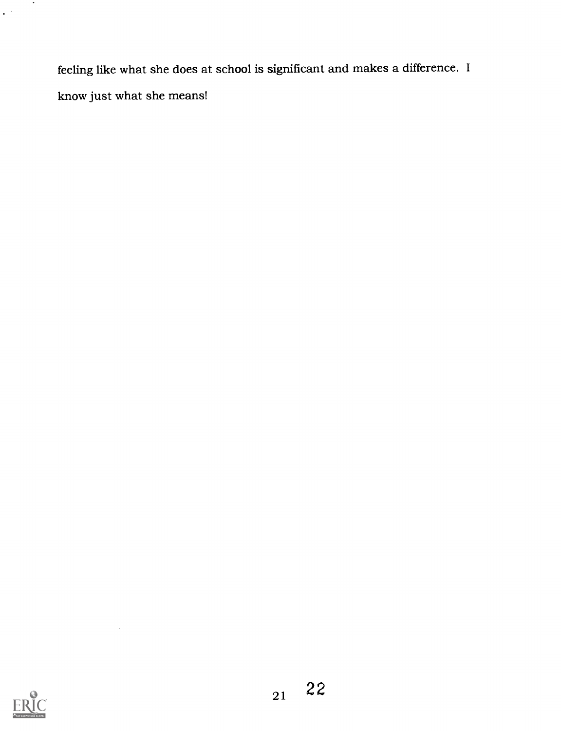feeling like what she does at school is significant and makes a difference. I know just what she means!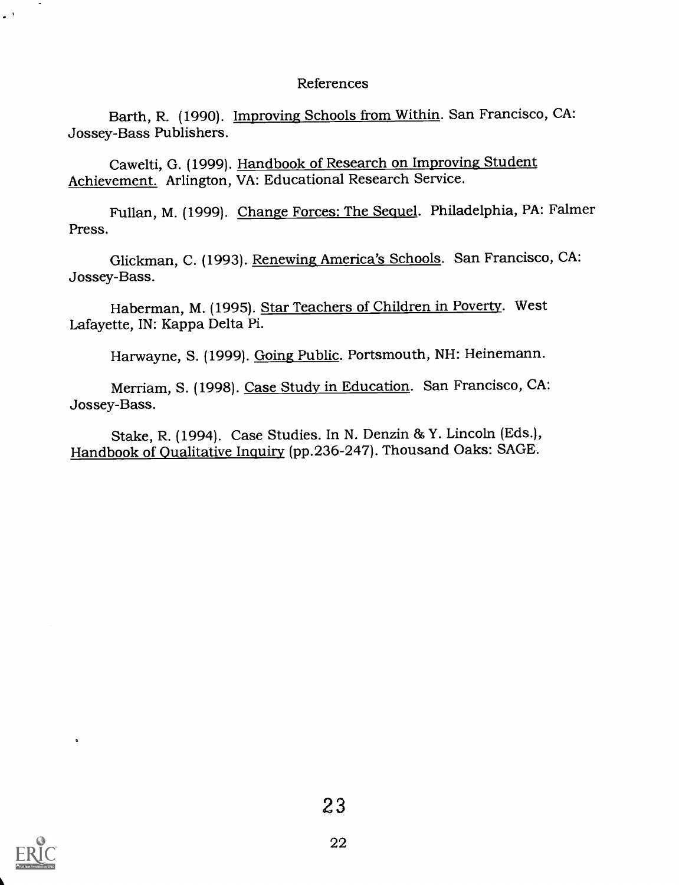# References

Barth, R. (1990). Improving Schools from Within. San Francisco, CA: Jossey-Bass Publishers.

Cawelti, G. (1999). Handbook of Research on Improving Student Achievement. Arlington, VA: Educational Research Service.

Fullan, M. (1999). Change Forces: The Sequel. Philadelphia, PA: Falmer Press.

Glickman, C. (1993). Renewing America's Schools. San Francisco, CA: Jossey-Bass.

Haberman, M. (1995). Star Teachers of Children in Poverty. West Lafayette, IN: Kappa Delta Pi.

Harwayne, S. (1999). Going Public. Portsmouth, NH: Heinemann.

Merriam, S. (1998). Case Study in Education. San Francisco, CA: Jossey-Bass.

Stake, R. (1994). Case Studies. In N. Denzin & Y. Lincoln (Eds.), Handbook of Qualitative Inquiry (pp.236-247). Thousand Oaks: SAGE.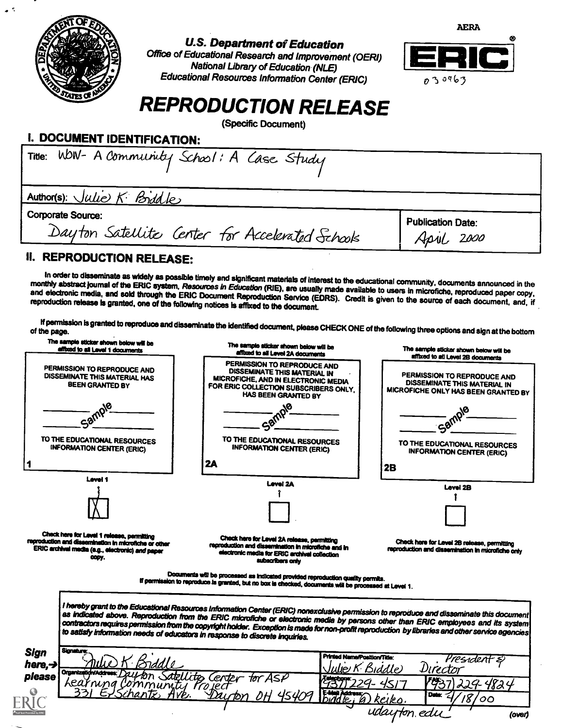AERA

**U.S. Department of Education**
*Office of Educational Research and Improvement (OERI)*
*National Library of Education (NLE)*
*Educational Resources Information Center (ERIC)*

ERIC

030963

# REPRODUCTION RELEASE

(Specific Document)

## I. DOCUMENT IDENTIFICATION:

Title: WOW- A Community School: A Case Study

Author(s): Julie K. Biddle

Corporate Source: Dayton Satellite Center for Accelerated Schools

Publication Date: April 2000

## II. REPRODUCTION RELEASE:

In order to disseminate as widely as possible timely and significant materials of interest to the educational community, documents announced in the monthly abstract journal of the ERIC system, *Resources in Education* (RIE), are usually made available to users in microfiche, reproduced paper copy, and electronic media, and sold through the ERIC Document Reproduction Service (EDRS). Credit is given to the source of each document, and, if reproduction release is granted, one of the following notices is affixed to the document.

If permission is granted to reproduce and disseminate the identified document, please CHECK ONE of the following three options and sign at the bottom of the page.

| The sample sticker shown below will be affixed to all Level 1 documents | The sample sticker shown below will be affixed to all Level 2A documents | The sample sticker shown below will be affixed to all Level 2B documents |
|---|---|---|
| PERMISSION TO REPRODUCE AND DISSEMINATE THIS MATERIAL HAS BEEN GRANTED BY _____ Sample _____ TO THE EDUCATIONAL RESOURCES INFORMATION CENTER (ERIC) | PERMISSION TO REPRODUCE AND DISSEMINATE THIS MATERIAL IN MICROFICHE, AND IN ELECTRONIC MEDIA FOR ERIC COLLECTION SUBSCRIBERS ONLY, HAS BEEN GRANTED BY _____ Sample _____ TO THE EDUCATIONAL RESOURCES INFORMATION CENTER (ERIC) | PERMISSION TO REPRODUCE AND DISSEMINATE THIS MATERIAL IN MICROFICHE ONLY HAS BEEN GRANTED BY _____ Sample _____ TO THE EDUCATIONAL RESOURCES INFORMATION CENTER (ERIC) |
| 1 | 2A | 2B |
| Level 1 | Level 2A | Level 2B |
| [X] | [ ] | [ ] |
| Check here for Level 1 release, permitting reproduction and dissemination in microfiche or other ERIC archival media (e.g., electronic) *and* paper copy. | Check here for Level 2A release, permitting reproduction and dissemination in microfiche and in electronic media for ERIC archival collection subscribers only | Check here for Level 2B release, permitting reproduction and dissemination in microfiche only |

Documents will be processed as indicated provided reproduction quality permits.
If permission to reproduce is granted, but no box is checked, documents will be processed at Level 1.

*I hereby grant to the Educational Resources Information Center (ERIC) nonexclusive permission to reproduce and disseminate this document as indicated above. Reproduction from the ERIC microfiche or electronic media by persons other than ERIC employees and its system contractors requires permission from the copyright holder. Exception is made for non-profit reproduction by libraries and other service agencies to satisfy information needs of educators in response to discrete inquiries.*

**Sign here, → please**

| | |
|---|---|
| Signature: Julie K. Biddle | Printed Name/Position/Title: Julie K. Biddle President & Director |
| Organization/Address: Dayton Satellite Center for ASP Learning Community Project 331 E. Schantz Ave. Dayton OH 45409 | Telephone: (937) 229-4517 FAX: (937) 229-4824 |
| | E-Mail Address: biddlej@keiko.udayton.edu Date: 4/18/00 |

(over)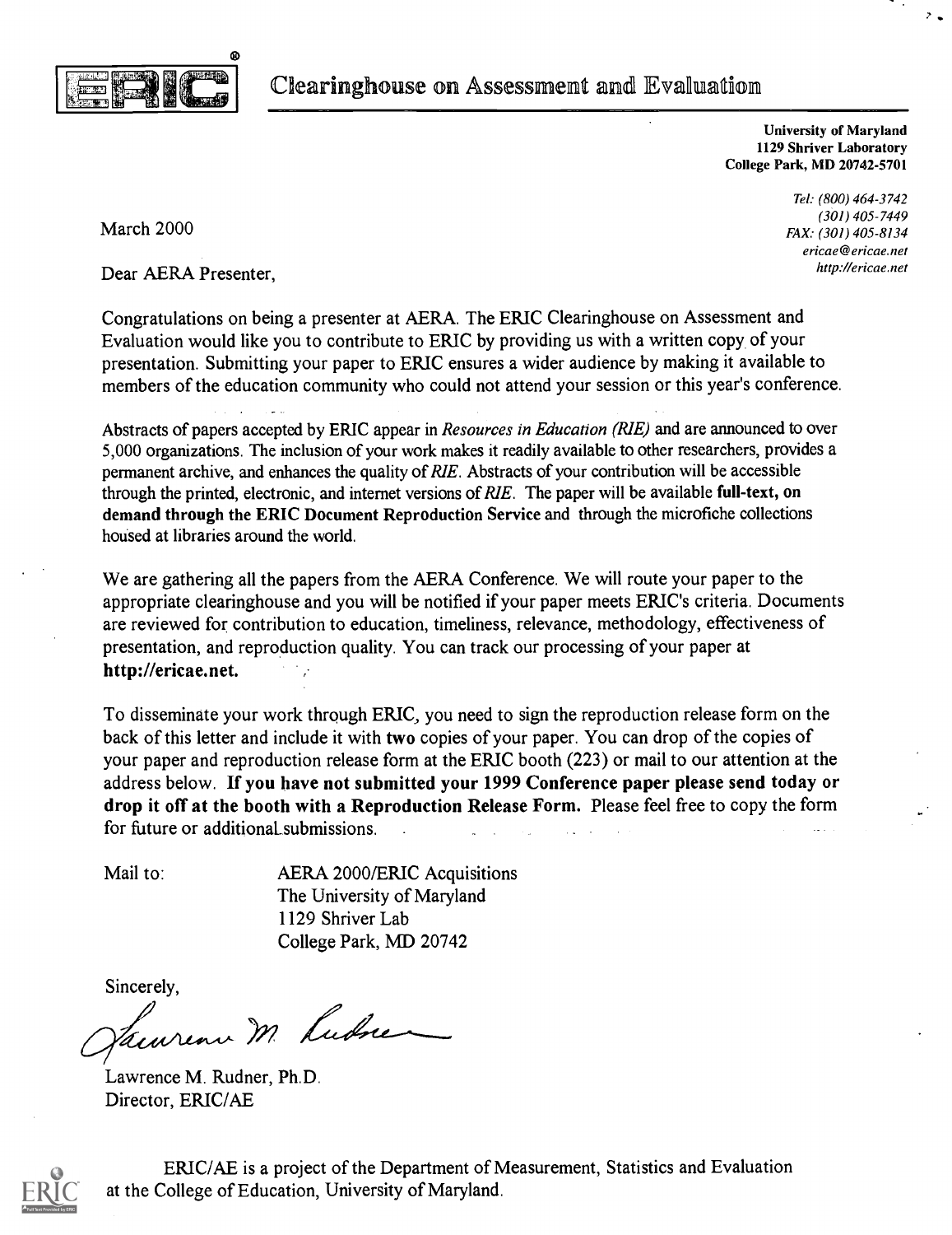# Clearinghouse on Assessment and Evaluation

**University of Maryland**
**1129 Shriver Laboratory**
**College Park, MD 20742-5701**

*Tel: (800) 464-3742*
*(301) 405-7449*
*FAX: (301) 405-8134*
*ericae@ericae.net*
*http://ericae.net*

March 2000

Dear AERA Presenter,

Congratulations on being a presenter at AERA. The ERIC Clearinghouse on Assessment and Evaluation would like you to contribute to ERIC by providing us with a written copy of your presentation. Submitting your paper to ERIC ensures a wider audience by making it available to members of the education community who could not attend your session or this year's conference.

Abstracts of papers accepted by ERIC appear in *Resources in Education (RIE)* and are announced to over 5,000 organizations. The inclusion of your work makes it readily available to other researchers, provides a permanent archive, and enhances the quality of *RIE*. Abstracts of your contribution will be accessible through the printed, electronic, and internet versions of *RIE*. The paper will be available **full-text, on demand through the ERIC Document Reproduction Service** and through the microfiche collections housed at libraries around the world.

We are gathering all the papers from the AERA Conference. We will route your paper to the appropriate clearinghouse and you will be notified if your paper meets ERIC's criteria. Documents are reviewed for contribution to education, timeliness, relevance, methodology, effectiveness of presentation, and reproduction quality. You can track our processing of your paper at **http://ericae.net.**

To disseminate your work through ERIC, you need to sign the reproduction release form on the back of this letter and include it with **two** copies of your paper. You can drop of the copies of your paper and reproduction release form at the ERIC booth (223) or mail to our attention at the address below. **If you have not submitted your 1999 Conference paper please send today or drop it off at the booth with a Reproduction Release Form.** Please feel free to copy the form for future or additional submissions.

Mail to: AERA 2000/ERIC Acquisitions
The University of Maryland
1129 Shriver Lab
College Park, MD 20742

Sincerely,

Lawrence M. Rudner, Ph.D.
Director, ERIC/AE

ERIC/AE is a project of the Department of Measurement, Statistics and Evaluation at the College of Education, University of Maryland.